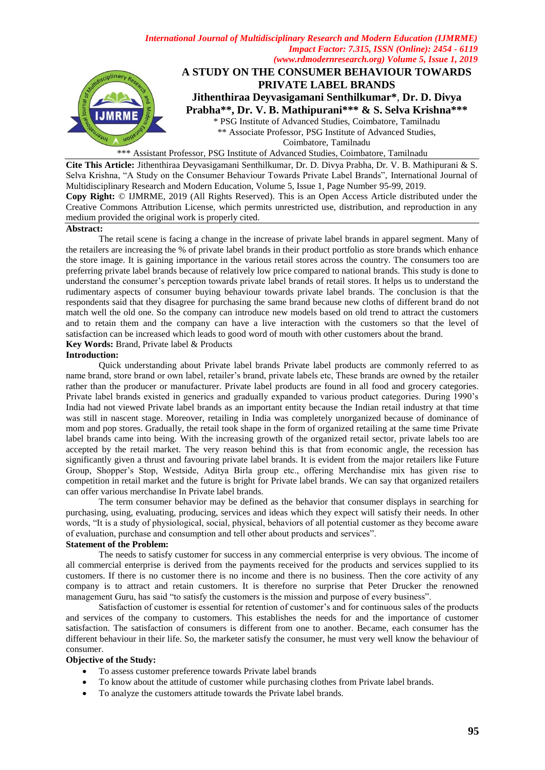# A STUDY ON THE CONSUMER BEHAVIOUR TOWARDS PRIVATE LABEL BRANDS

**Jithenthiraa Deyvasigamani Senthilkumar*, Dr. D. Divya Prabha**, Dr. V. B. Mathipurani*** & S. Selva Krishna*****

\* PSG Institute of Advanced Studies, Coimbatore, Tamilnadu

\*\* Associate Professor, PSG Institute of Advanced Studies, Coimbatore, Tamilnadu

\*\*\* Assistant Professor, PSG Institute of Advanced Studies, Coimbatore, Tamilnadu

**Cite This Article:** Jithenthiraa Deyvasigamani Senthilkumar, Dr. D. Divya Prabha, Dr. V. B. Mathipurani & S. Selva Krishna, "A Study on the Consumer Behaviour Towards Private Label Brands", International Journal of Multidisciplinary Research and Modern Education, Volume 5, Issue 1, Page Number 95-99, 2019.

**Copy Right:** © IJMRME, 2019 (All Rights Reserved). This is an Open Access Article distributed under the Creative Commons Attribution License, which permits unrestricted use, distribution, and reproduction in any medium provided the original work is properly cited.

**Abstract:**

The retail scene is facing a change in the increase of private label brands in apparel segment. Many of the retailers are increasing the % of private label brands in their product portfolio as store brands which enhance the store image. It is gaining importance in the various retail stores across the country. The consumers too are preferring private label brands because of relatively low price compared to national brands. This study is done to understand the consumer's perception towards private label brands of retail stores. It helps us to understand the rudimentary aspects of consumer buying behaviour towards private label brands. The conclusion is that the respondents said that they disagree for purchasing the same brand because new cloths of different brand do not match well the old one. So the company can introduce new models based on old trend to attract the customers and to retain them and the company can have a live interaction with the customers so that the level of satisfaction can be increased which leads to good word of mouth with other customers about the brand.

**Key Words:** Brand, Private label & Products

**Introduction:**

Quick understanding about Private label brands Private label products are commonly referred to as name brand, store brand or own label, retailer's brand, private labels etc, These brands are owned by the retailer rather than the producer or manufacturer. Private label products are found in all food and grocery categories. Private label brands existed in generics and gradually expanded to various product categories. During 1990's India had not viewed Private label brands as an important entity because the Indian retail industry at that time was still in nascent stage. Moreover, retailing in India was completely unorganized because of dominance of mom and pop stores. Gradually, the retail took shape in the form of organized retailing at the same time Private label brands came into being. With the increasing growth of the organized retail sector, private labels too are accepted by the retail market. The very reason behind this is that from economic angle, the recession has significantly given a thrust and favouring private label brands. It is evident from the major retailers like Future Group, Shopper's Stop, Westside, Aditya Birla group etc., offering Merchandise mix has given rise to competition in retail market and the future is bright for Private label brands. We can say that organized retailers can offer various merchandise In Private label brands.

The term consumer behavior may be defined as the behavior that consumer displays in searching for purchasing, using, evaluating, producing, services and ideas which they expect will satisfy their needs. In other words, "It is a study of physiological, social, physical, behaviors of all potential customer as they become aware of evaluation, purchase and consumption and tell other about products and services".

**Statement of the Problem:**

The needs to satisfy customer for success in any commercial enterprise is very obvious. The income of all commercial enterprise is derived from the payments received for the products and services supplied to its customers. If there is no customer there is no income and there is no business. Then the core activity of any company is to attract and retain customers. It is therefore no surprise that Peter Drucker the renowned management Guru, has said "to satisfy the customers is the mission and purpose of every business".

Satisfaction of customer is essential for retention of customer's and for continuous sales of the products and services of the company to customers. This establishes the needs for and the importance of customer satisfaction. The satisfaction of consumers is different from one to another. Became, each consumer has the different behaviour in their life. So, the marketer satisfy the consumer, he must very well know the behaviour of consumer.

**Objective of the Study:**

- To assess customer preference towards Private label brands
- To know about the attitude of customer while purchasing clothes from Private label brands.
- To analyze the customers attitude towards the Private label brands.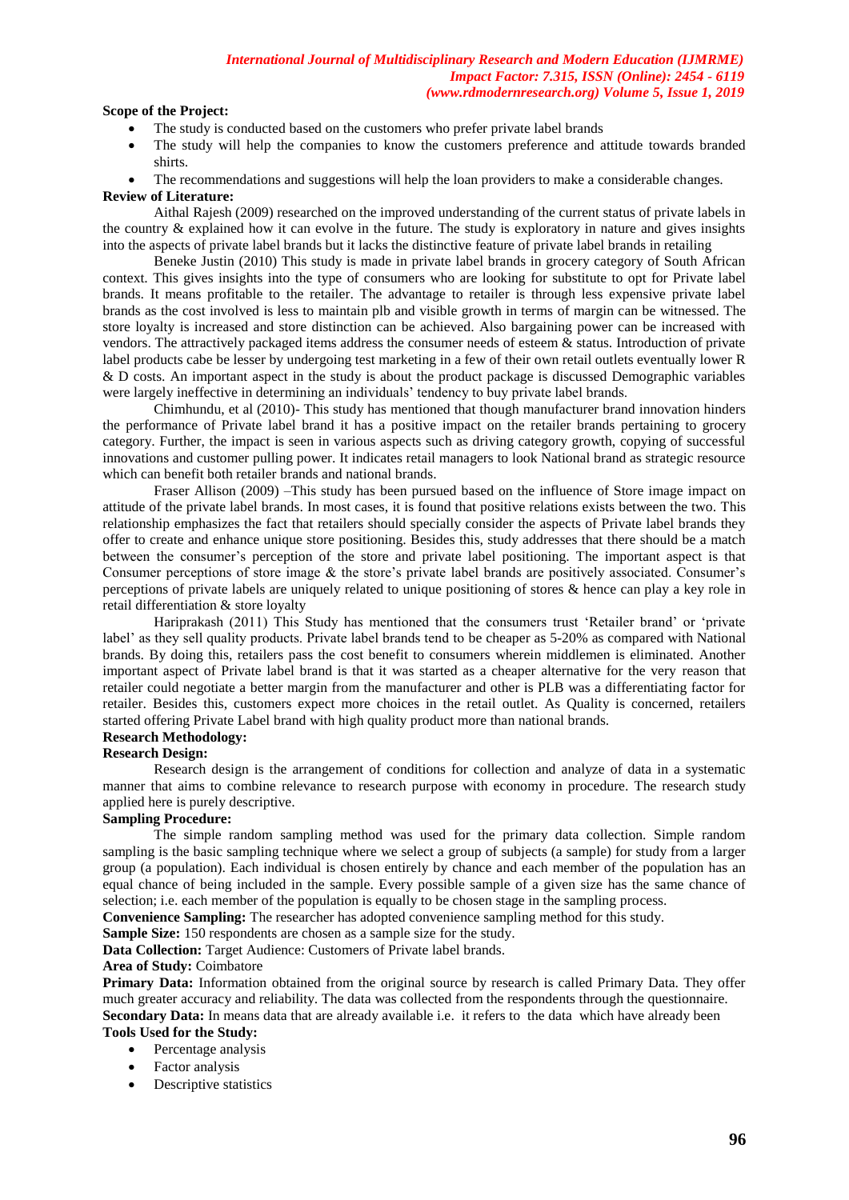**Scope of the Project:**

- The study is conducted based on the customers who prefer private label brands
- The study will help the companies to know the customers preference and attitude towards branded shirts.
- The recommendations and suggestions will help the loan providers to make a considerable changes.

**Review of Literature:**

Aithal Rajesh (2009) researched on the improved understanding of the current status of private labels in the country & explained how it can evolve in the future. The study is exploratory in nature and gives insights into the aspects of private label brands but it lacks the distinctive feature of private label brands in retailing

Beneke Justin (2010) This study is made in private label brands in grocery category of South African context. This gives insights into the type of consumers who are looking for substitute to opt for Private label brands. It means profitable to the retailer. The advantage to retailer is through less expensive private label brands as the cost involved is less to maintain plb and visible growth in terms of margin can be witnessed. The store loyalty is increased and store distinction can be achieved. Also bargaining power can be increased with vendors. The attractively packaged items address the consumer needs of esteem & status. Introduction of private label products cabe be lesser by undergoing test marketing in a few of their own retail outlets eventually lower R & D costs. An important aspect in the study is about the product package is discussed Demographic variables were largely ineffective in determining an individuals' tendency to buy private label brands.

Chimhundu, et al (2010)- This study has mentioned that though manufacturer brand innovation hinders the performance of Private label brand it has a positive impact on the retailer brands pertaining to grocery category. Further, the impact is seen in various aspects such as driving category growth, copying of successful innovations and customer pulling power. It indicates retail managers to look National brand as strategic resource which can benefit both retailer brands and national brands.

Fraser Allison (2009) –This study has been pursued based on the influence of Store image impact on attitude of the private label brands. In most cases, it is found that positive relations exists between the two. This relationship emphasizes the fact that retailers should specially consider the aspects of Private label brands they offer to create and enhance unique store positioning. Besides this, study addresses that there should be a match between the consumer's perception of the store and private label positioning. The important aspect is that Consumer perceptions of store image & the store's private label brands are positively associated. Consumer's perceptions of private labels are uniquely related to unique positioning of stores & hence can play a key role in retail differentiation & store loyalty

Hariprakash (2011) This Study has mentioned that the consumers trust 'Retailer brand' or 'private label' as they sell quality products. Private label brands tend to be cheaper as 5-20% as compared with National brands. By doing this, retailers pass the cost benefit to consumers wherein middlemen is eliminated. Another important aspect of Private label brand is that it was started as a cheaper alternative for the very reason that retailer could negotiate a better margin from the manufacturer and other is PLB was a differentiating factor for retailer. Besides this, customers expect more choices in the retail outlet. As Quality is concerned, retailers started offering Private Label brand with high quality product more than national brands.

**Research Methodology:**

**Research Design:**

Research design is the arrangement of conditions for collection and analyze of data in a systematic manner that aims to combine relevance to research purpose with economy in procedure. The research study applied here is purely descriptive.

**Sampling Procedure:**

The simple random sampling method was used for the primary data collection. Simple random sampling is the basic sampling technique where we select a group of subjects (a sample) for study from a larger group (a population). Each individual is chosen entirely by chance and each member of the population has an equal chance of being included in the sample. Every possible sample of a given size has the same chance of selection; i.e. each member of the population is equally to be chosen stage in the sampling process.

**Convenience Sampling:** The researcher has adopted convenience sampling method for this study.

**Sample Size:** 150 respondents are chosen as a sample size for the study.

**Data Collection:** Target Audience: Customers of Private label brands.

**Area of Study:** Coimbatore

**Primary Data:** Information obtained from the original source by research is called Primary Data. They offer much greater accuracy and reliability. The data was collected from the respondents through the questionnaire.

**Secondary Data:** In means data that are already available i.e. it refers to the data which have already been

**Tools Used for the Study:**

- Percentage analysis
- Factor analysis
- Descriptive statistics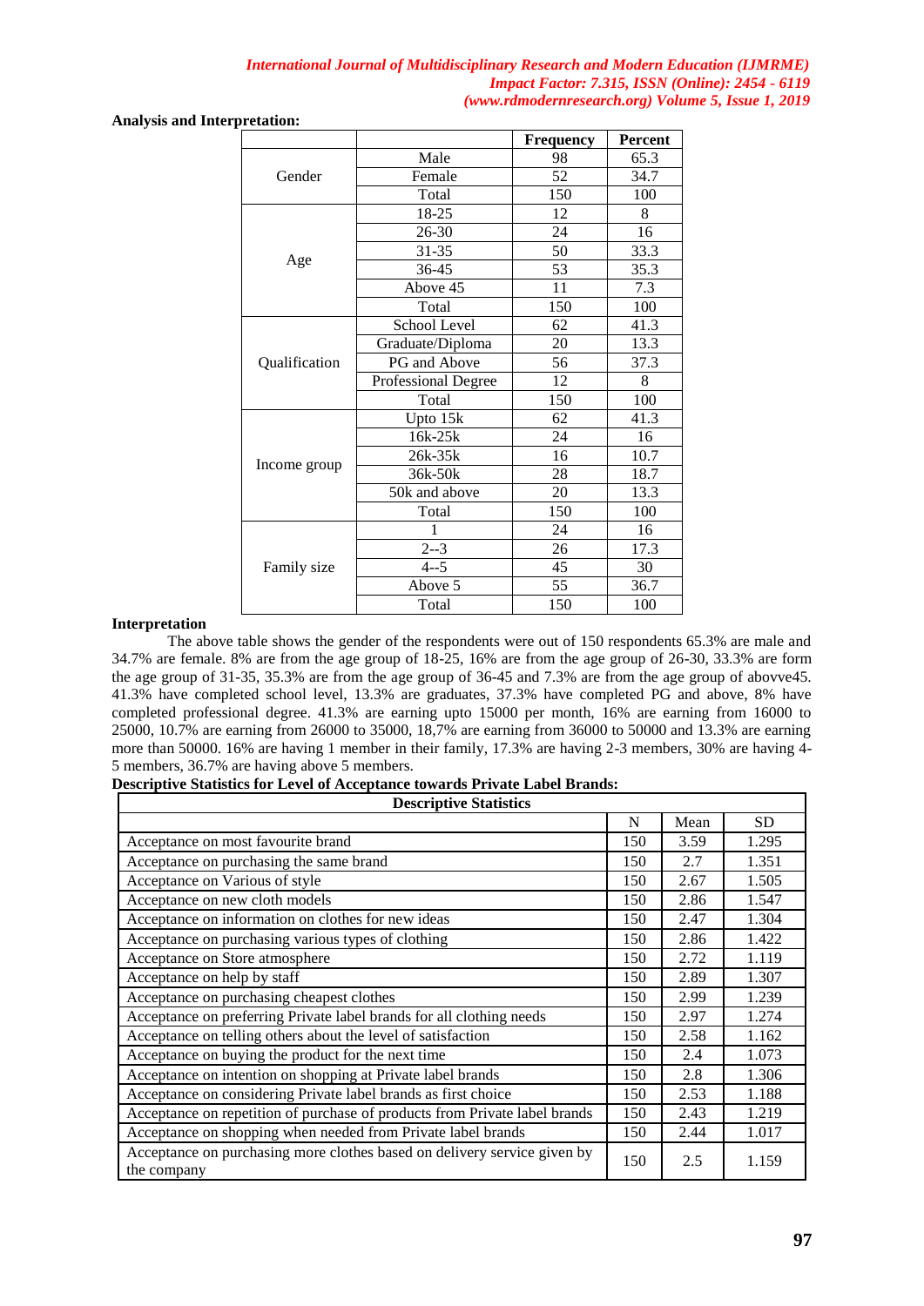**Analysis and Interpretation:**

| | | Frequency | Percent |
|---|---|---|---|
| Gender | Male | 98 | 65.3 |
| | Female | 52 | 34.7 |
| | Total | 150 | 100 |
| Age | 18-25 | 12 | 8 |
| | 26-30 | 24 | 16 |
| | 31-35 | 50 | 33.3 |
| | 36-45 | 53 | 35.3 |
| | Above 45 | 11 | 7.3 |
| | Total | 150 | 100 |
| Qualification | School Level | 62 | 41.3 |
| | Graduate/Diploma | 20 | 13.3 |
| | PG and Above | 56 | 37.3 |
| | Professional Degree | 12 | 8 |
| | Total | 150 | 100 |
| Income group | Upto 15k | 62 | 41.3 |
| | 16k-25k | 24 | 16 |
| | 26k-35k | 16 | 10.7 |
| | 36k-50k | 28 | 18.7 |
| | 50k and above | 20 | 13.3 |
| | Total | 150 | 100 |
| Family size | 1 | 24 | 16 |
| | 2--3 | 26 | 17.3 |
| | 4--5 | 45 | 30 |
| | Above 5 | 55 | 36.7 |
| | Total | 150 | 100 |

**Interpretation**

The above table shows the gender of the respondents were out of 150 respondents 65.3% are male and 34.7% are female. 8% are from the age group of 18-25, 16% are from the age group of 26-30, 33.3% are form the age group of 31-35, 35.3% are from the age group of 36-45 and 7.3% are from the age group of abovve45. 41.3% have completed school level, 13.3% are graduates, 37.3% have completed PG and above, 8% have completed professional degree. 41.3% are earning upto 15000 per month, 16% are earning from 16000 to 25000, 10.7% are earning from 26000 to 35000, 18,7% are earning from 36000 to 50000 and 13.3% are earning more than 50000. 16% are having 1 member in their family, 17.3% are having 2-3 members, 30% are having 4-5 members, 36.7% are having above 5 members.

**Descriptive Statistics for Level of Acceptance towards Private Label Brands:**

| Descriptive Statistics | | | |
|---|---|---|---|
| | N | Mean | SD |
| Acceptance on most favourite brand | 150 | 3.59 | 1.295 |
| Acceptance on purchasing the same brand | 150 | 2.7 | 1.351 |
| Acceptance on Various of style | 150 | 2.67 | 1.505 |
| Acceptance on new cloth models | 150 | 2.86 | 1.547 |
| Acceptance on information on clothes for new ideas | 150 | 2.47 | 1.304 |
| Acceptance on purchasing various types of clothing | 150 | 2.86 | 1.422 |
| Acceptance on Store atmosphere | 150 | 2.72 | 1.119 |
| Acceptance on help by staff | 150 | 2.89 | 1.307 |
| Acceptance on purchasing cheapest clothes | 150 | 2.99 | 1.239 |
| Acceptance on preferring Private label brands for all clothing needs | 150 | 2.97 | 1.274 |
| Acceptance on telling others about the level of satisfaction | 150 | 2.58 | 1.162 |
| Acceptance on buying the product for the next time | 150 | 2.4 | 1.073 |
| Acceptance on intention on shopping at Private label brands | 150 | 2.8 | 1.306 |
| Acceptance on considering Private label brands as first choice | 150 | 2.53 | 1.188 |
| Acceptance on repetition of purchase of products from Private label brands | 150 | 2.43 | 1.219 |
| Acceptance on shopping when needed from Private label brands | 150 | 2.44 | 1.017 |
| Acceptance on purchasing more clothes based on delivery service given by the company | 150 | 2.5 | 1.159 |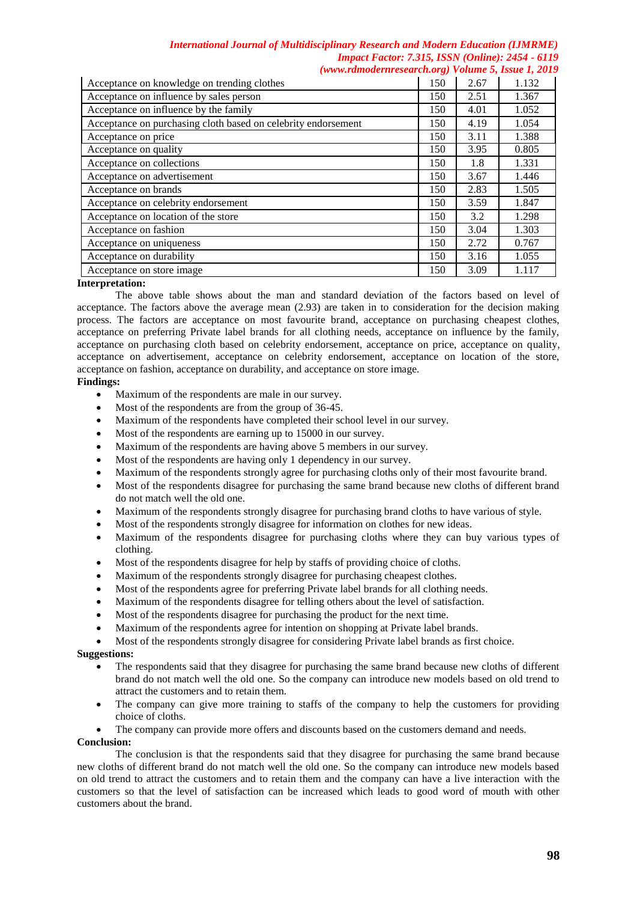| | | | |
|---|---|---|---|
| Acceptance on knowledge on trending clothes | 150 | 2.67 | 1.132 |
| Acceptance on influence by sales person | 150 | 2.51 | 1.367 |
| Acceptance on influence by the family | 150 | 4.01 | 1.052 |
| Acceptance on purchasing cloth based on celebrity endorsement | 150 | 4.19 | 1.054 |
| Acceptance on price | 150 | 3.11 | 1.388 |
| Acceptance on quality | 150 | 3.95 | 0.805 |
| Acceptance on collections | 150 | 1.8 | 1.331 |
| Acceptance on advertisement | 150 | 3.67 | 1.446 |
| Acceptance on brands | 150 | 2.83 | 1.505 |
| Acceptance on celebrity endorsement | 150 | 3.59 | 1.847 |
| Acceptance on location of the store | 150 | 3.2 | 1.298 |
| Acceptance on fashion | 150 | 3.04 | 1.303 |
| Acceptance on uniqueness | 150 | 2.72 | 0.767 |
| Acceptance on durability | 150 | 3.16 | 1.055 |
| Acceptance on store image | 150 | 3.09 | 1.117 |

**Interpretation:**

The above table shows about the man and standard deviation of the factors based on level of acceptance. The factors above the average mean (2.93) are taken in to consideration for the decision making process. The factors are acceptance on most favourite brand, acceptance on purchasing cheapest clothes, acceptance on preferring Private label brands for all clothing needs, acceptance on influence by the family, acceptance on purchasing cloth based on celebrity endorsement, acceptance on price, acceptance on quality, acceptance on advertisement, acceptance on celebrity endorsement, acceptance on location of the store, acceptance on fashion, acceptance on durability, and acceptance on store image.

**Findings:**

- Maximum of the respondents are male in our survey.
- Most of the respondents are from the group of 36-45.
- Maximum of the respondents have completed their school level in our survey.
- Most of the respondents are earning up to 15000 in our survey.
- Maximum of the respondents are having above 5 members in our survey.
- Most of the respondents are having only 1 dependency in our survey.
- Maximum of the respondents strongly agree for purchasing cloths only of their most favourite brand.
- Most of the respondents disagree for purchasing the same brand because new cloths of different brand do not match well the old one.
- Maximum of the respondents strongly disagree for purchasing brand cloths to have various of style.
- Most of the respondents strongly disagree for information on clothes for new ideas.
- Maximum of the respondents disagree for purchasing cloths where they can buy various types of clothing.
- Most of the respondents disagree for help by staffs of providing choice of cloths.
- Maximum of the respondents strongly disagree for purchasing cheapest clothes.
- Most of the respondents agree for preferring Private label brands for all clothing needs.
- Maximum of the respondents disagree for telling others about the level of satisfaction.
- Most of the respondents disagree for purchasing the product for the next time.
- Maximum of the respondents agree for intention on shopping at Private label brands.
- Most of the respondents strongly disagree for considering Private label brands as first choice.

**Suggestions:**

- The respondents said that they disagree for purchasing the same brand because new cloths of different brand do not match well the old one. So the company can introduce new models based on old trend to attract the customers and to retain them.
- The company can give more training to staffs of the company to help the customers for providing choice of cloths.
- The company can provide more offers and discounts based on the customers demand and needs.

**Conclusion:**

The conclusion is that the respondents said that they disagree for purchasing the same brand because new cloths of different brand do not match well the old one. So the company can introduce new models based on old trend to attract the customers and to retain them and the company can have a live interaction with the customers so that the level of satisfaction can be increased which leads to good word of mouth with other customers about the brand.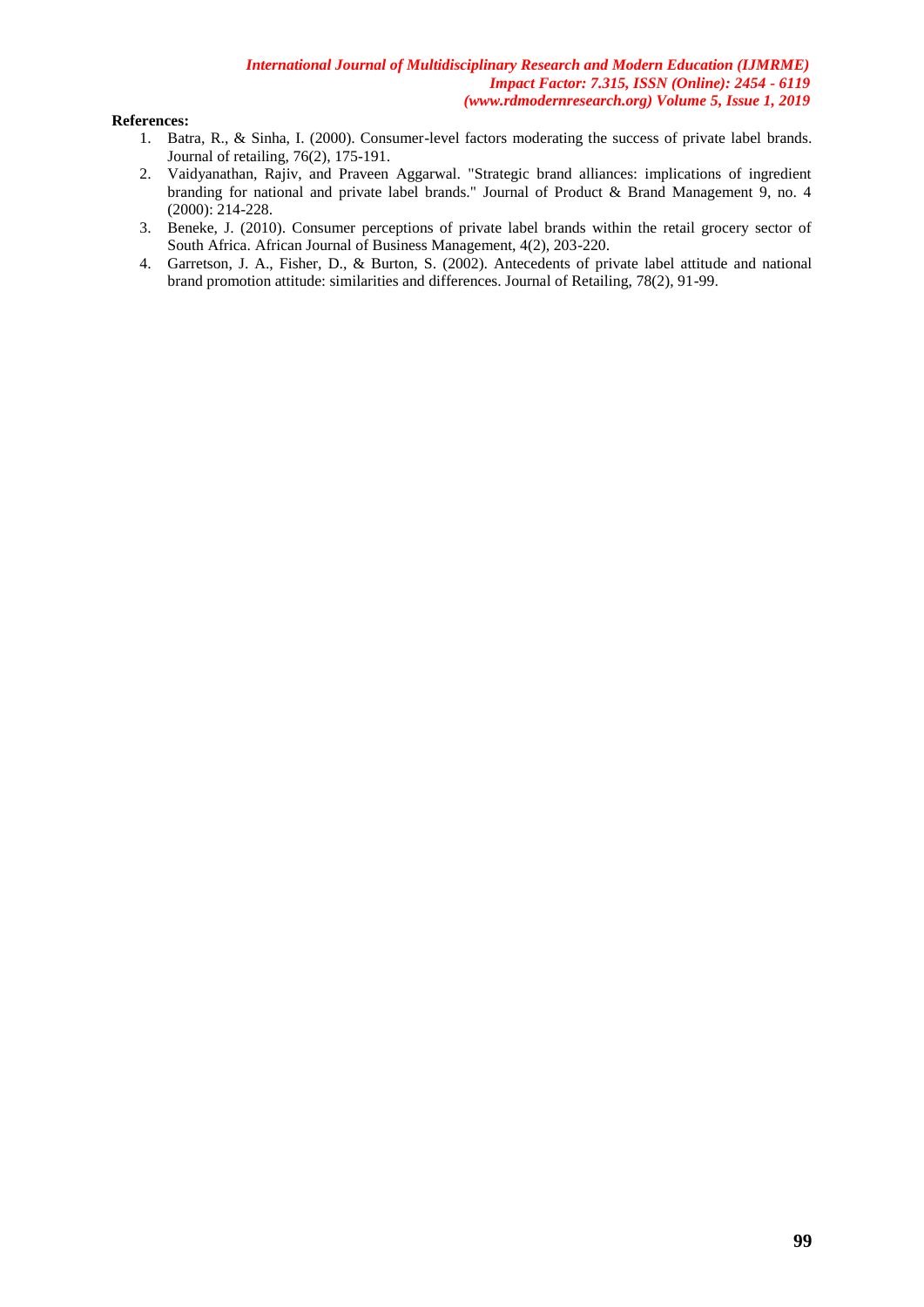**References:**

1. Batra, R., & Sinha, I. (2000). Consumer-level factors moderating the success of private label brands. Journal of retailing, 76(2), 175-191.
2. Vaidyanathan, Rajiv, and Praveen Aggarwal. "Strategic brand alliances: implications of ingredient branding for national and private label brands." Journal of Product & Brand Management 9, no. 4 (2000): 214-228.
3. Beneke, J. (2010). Consumer perceptions of private label brands within the retail grocery sector of South Africa. African Journal of Business Management, 4(2), 203-220.
4. Garretson, J. A., Fisher, D., & Burton, S. (2002). Antecedents of private label attitude and national brand promotion attitude: similarities and differences. Journal of Retailing, 78(2), 91-99.